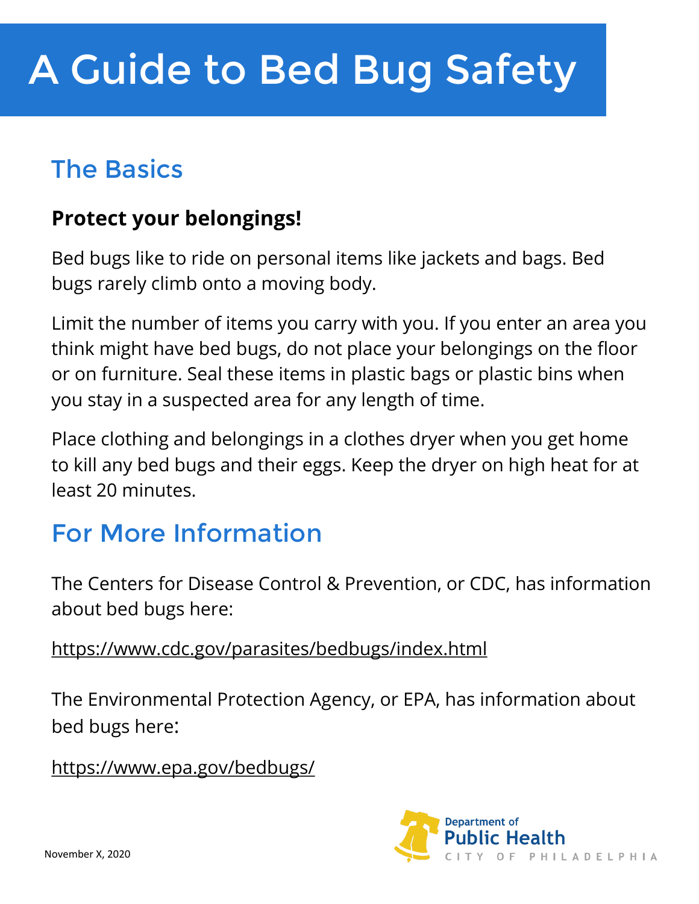# A Guide to Bed Bug Safety

## The Basics

### Protect your belongings!

Bed bugs like to ride on personal items like jackets and bags. Bed bugs rarely climb onto a moving body.

Limit the number of items you carry with you. If you enter an area you think might have bed bugs, do not place your belongings on the floor or on furniture. Seal these items in plastic bags or plastic bins when you stay in a suspected area for any length of time.

Place clothing and belongings in a clothes dryer when you get home to kill any bed bugs and their eggs. Keep the dryer on high heat for at least 20 minutes.

## For More Information

The Centers for Disease Control & Prevention, or CDC, has information about bed bugs here:

https://www.cdc.gov/parasites/bedbugs/index.html

The Environmental Protection Agency, or EPA, has information about bed bugs here:

https://www.epa.gov/bedbugs/

November X, 2020

Department of Public Health
CITY OF PHILADELPHIA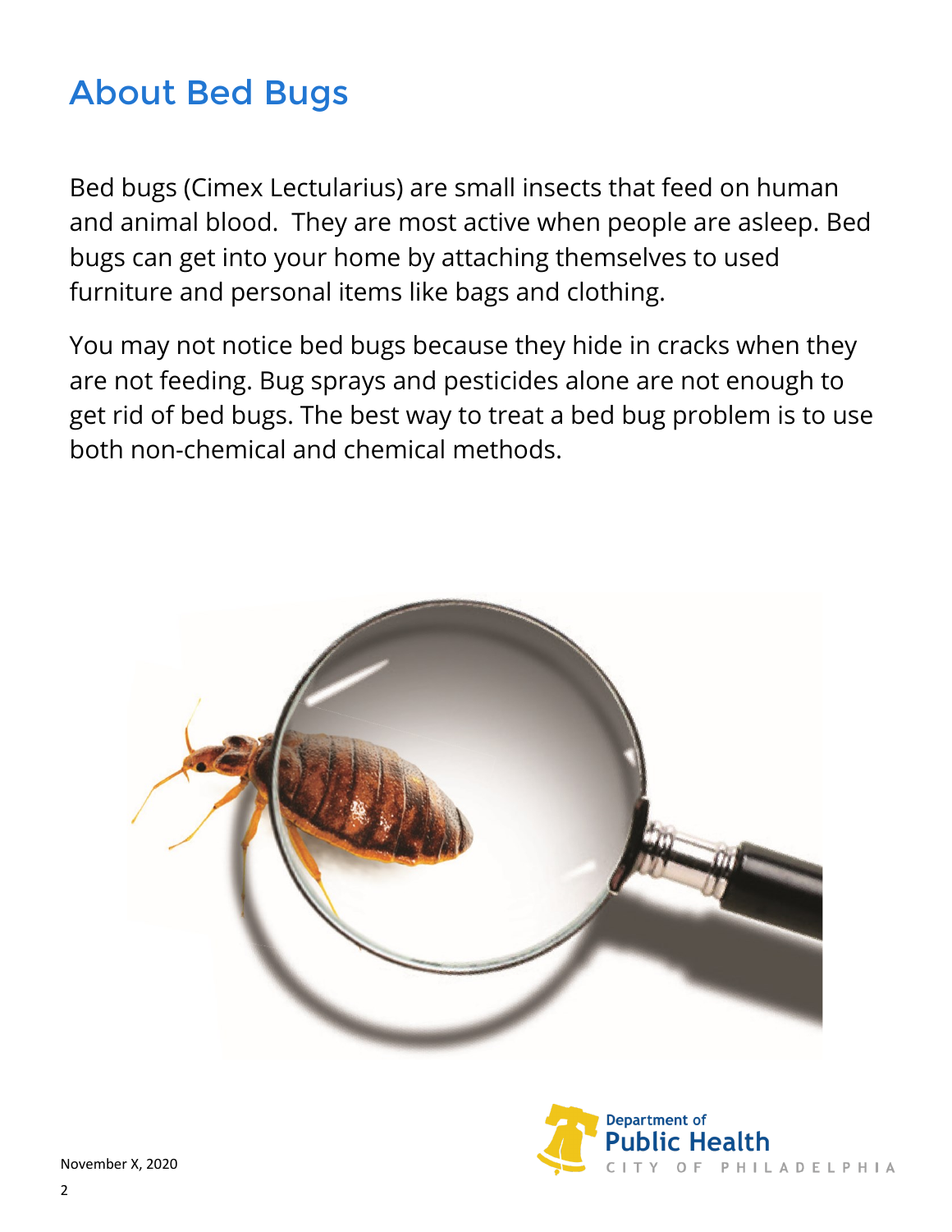## About Bed Bugs

Bed bugs (Cimex Lectularius) are small insects that feed on human and animal blood. They are most active when people are asleep. Bed bugs can get into your home by attaching themselves to used furniture and personal items like bags and clothing.

You may not notice bed bugs because they hide in cracks when they are not feeding. Bug sprays and pesticides alone are not enough to get rid of bed bugs. The best way to treat a bed bug problem is to use both non-chemical and chemical methods.

November X, 2020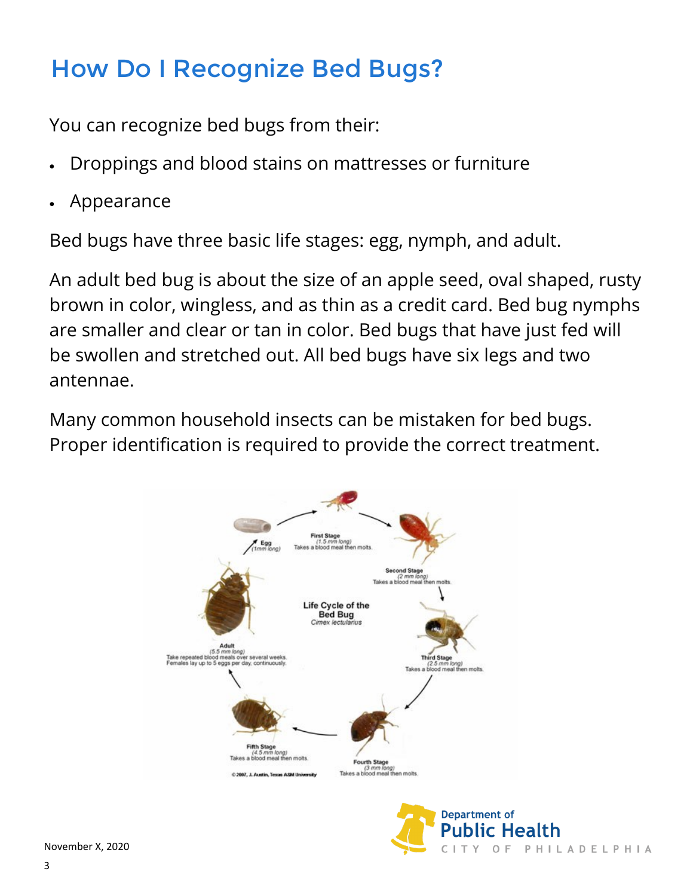# How Do I Recognize Bed Bugs?

You can recognize bed bugs from their:

- Droppings and blood stains on mattresses or furniture
- Appearance

Bed bugs have three basic life stages: egg, nymph, and adult.

An adult bed bug is about the size of an apple seed, oval shaped, rusty brown in color, wingless, and as thin as a credit card. Bed bug nymphs are smaller and clear or tan in color. Bed bugs that have just fed will be swollen and stretched out. All bed bugs have six legs and two antennae.

Many common household insects can be mistaken for bed bugs. Proper identification is required to provide the correct treatment.

Life Cycle of the Bed Bug
*Cimex lectularius*

Egg
(1mm long)

First Stage
(1.5 mm long)
Takes a blood meal then molts.

Second Stage
(2 mm long)
Takes a blood meal then molts.

Third Stage
(2.5 mm long)
Takes a blood meal then molts.

Fourth Stage
(3 mm long)
Takes a blood meal then molts.

Fifth Stage
(4.5 mm long)
Takes a blood meal then molts.

Adult
(5.5 mm long)
Take repeated blood meals over several weeks.
Females lay up to 5 eggs per day, continuously.

©2007, J. Austin, Texas A&M University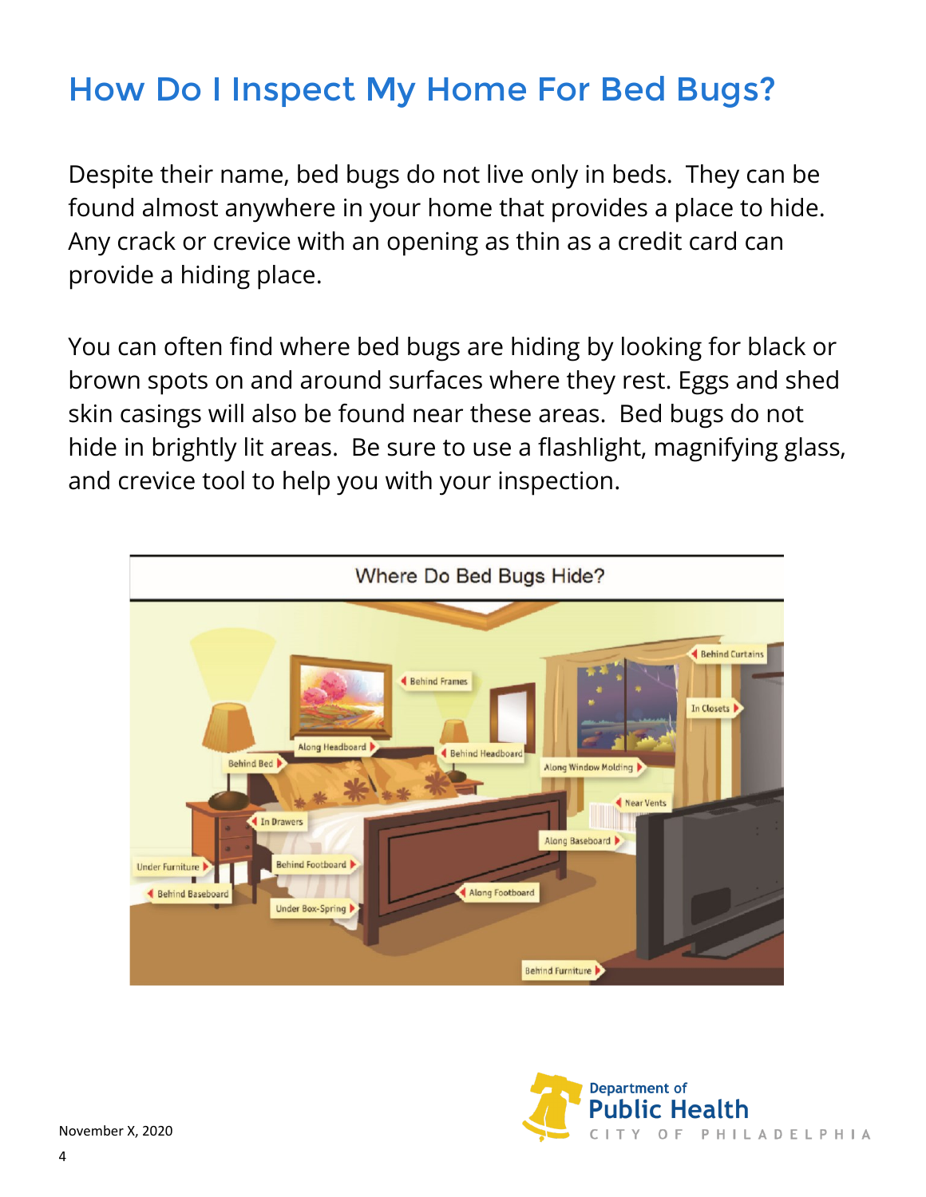# How Do I Inspect My Home For Bed Bugs?

Despite their name, bed bugs do not live only in beds. They can be found almost anywhere in your home that provides a place to hide. Any crack or crevice with an opening as thin as a credit card can provide a hiding place.

You can often find where bed bugs are hiding by looking for black or brown spots on and around surfaces where they rest. Eggs and shed skin casings will also be found near these areas. Bed bugs do not hide in brightly lit areas. Be sure to use a flashlight, magnifying glass, and crevice tool to help you with your inspection.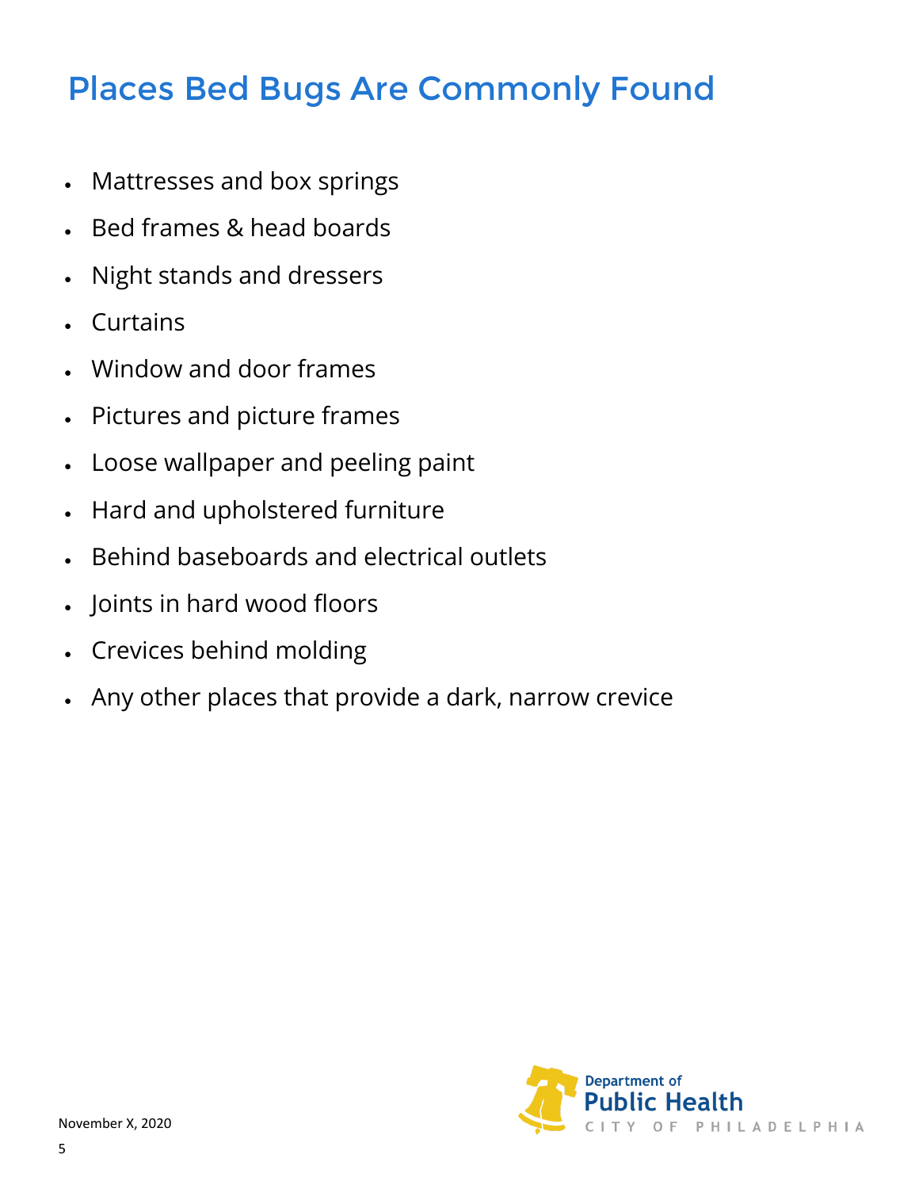# Places Bed Bugs Are Commonly Found

- Mattresses and box springs
- Bed frames & head boards
- Night stands and dressers
- Curtains
- Window and door frames
- Pictures and picture frames
- Loose wallpaper and peeling paint
- Hard and upholstered furniture
- Behind baseboards and electrical outlets
- Joints in hard wood floors
- Crevices behind molding
- Any other places that provide a dark, narrow crevice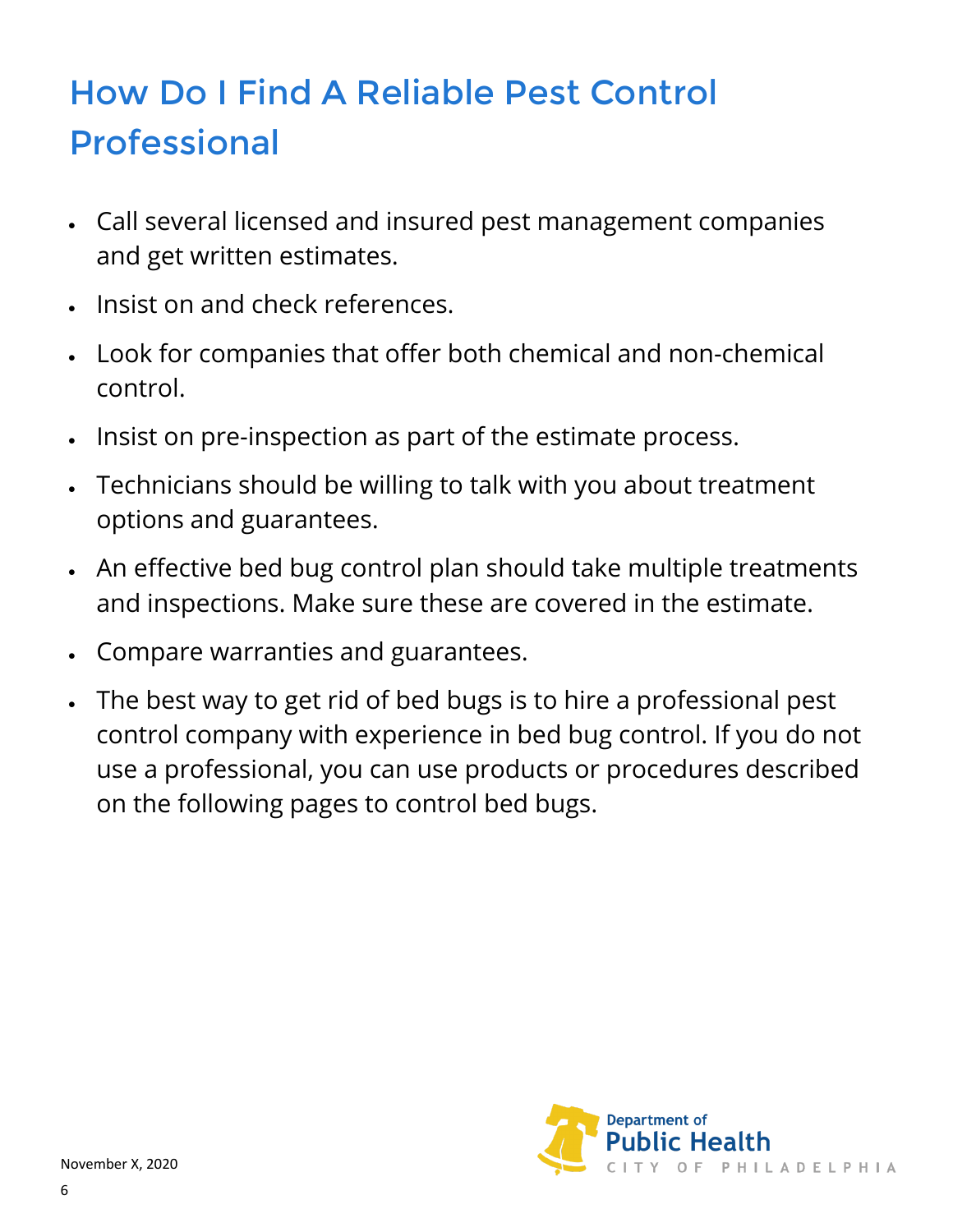# How Do I Find A Reliable Pest Control Professional

- Call several licensed and insured pest management companies and get written estimates.
- Insist on and check references.
- Look for companies that offer both chemical and non-chemical control.
- Insist on pre-inspection as part of the estimate process.
- Technicians should be willing to talk with you about treatment options and guarantees.
- An effective bed bug control plan should take multiple treatments and inspections. Make sure these are covered in the estimate.
- Compare warranties and guarantees.
- The best way to get rid of bed bugs is to hire a professional pest control company with experience in bed bug control. If you do not use a professional, you can use products or procedures described on the following pages to control bed bugs.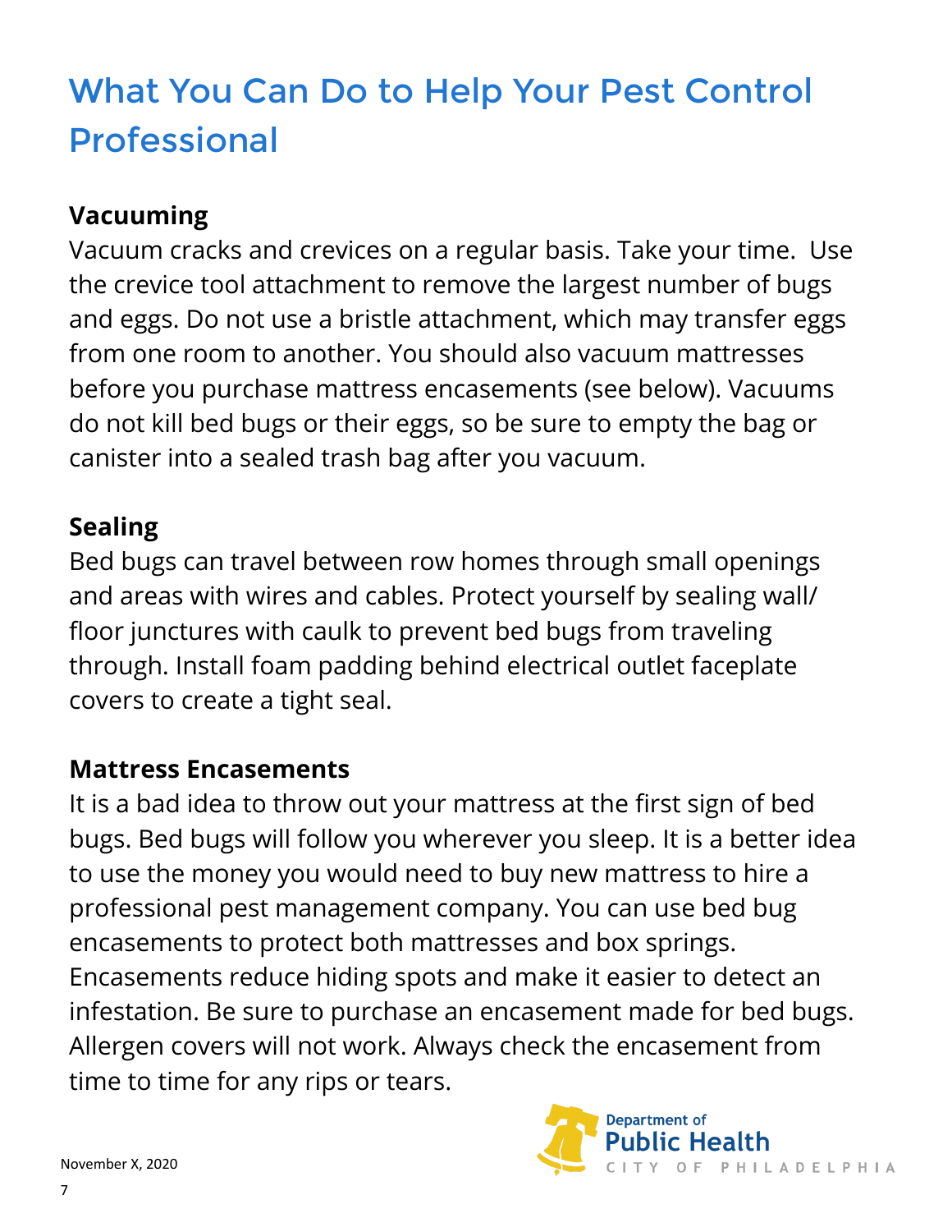# What You Can Do to Help Your Pest Control Professional

### Vacuuming

Vacuum cracks and crevices on a regular basis. Take your time. Use the crevice tool attachment to remove the largest number of bugs and eggs. Do not use a bristle attachment, which may transfer eggs from one room to another. You should also vacuum mattresses before you purchase mattress encasements (see below). Vacuums do not kill bed bugs or their eggs, so be sure to empty the bag or canister into a sealed trash bag after you vacuum.

### Sealing

Bed bugs can travel between row homes through small openings and areas with wires and cables. Protect yourself by sealing wall/ floor junctures with caulk to prevent bed bugs from traveling through. Install foam padding behind electrical outlet faceplate covers to create a tight seal.

### Mattress Encasements

It is a bad idea to throw out your mattress at the first sign of bed bugs. Bed bugs will follow you wherever you sleep. It is a better idea to use the money you would need to buy new mattress to hire a professional pest management company. You can use bed bug encasements to protect both mattresses and box springs. Encasements reduce hiding spots and make it easier to detect an infestation. Be sure to purchase an encasement made for bed bugs. Allergen covers will not work. Always check the encasement from time to time for any rips or tears.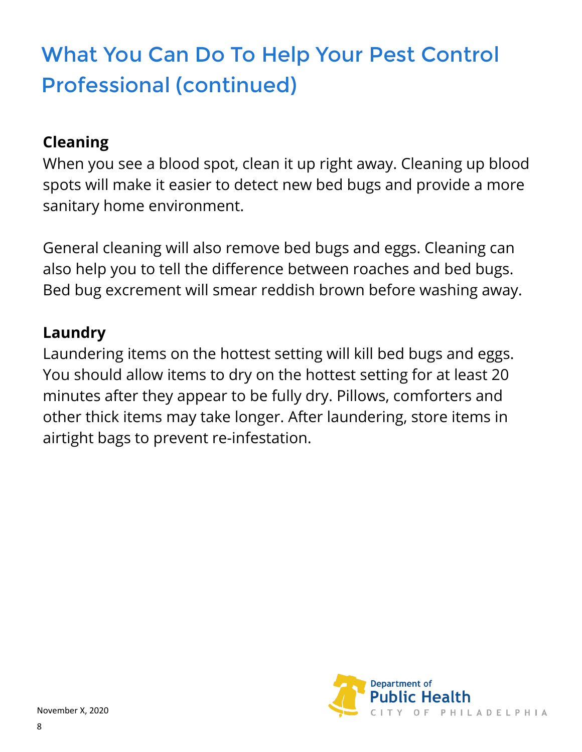# What You Can Do To Help Your Pest Control Professional (continued)

### Cleaning

When you see a blood spot, clean it up right away. Cleaning up blood spots will make it easier to detect new bed bugs and provide a more sanitary home environment.

General cleaning will also remove bed bugs and eggs. Cleaning can also help you to tell the difference between roaches and bed bugs. Bed bug excrement will smear reddish brown before washing away.

### Laundry

Laundering items on the hottest setting will kill bed bugs and eggs. You should allow items to dry on the hottest setting for at least 20 minutes after they appear to be fully dry. Pillows, comforters and other thick items may take longer. After laundering, store items in airtight bags to prevent re-infestation.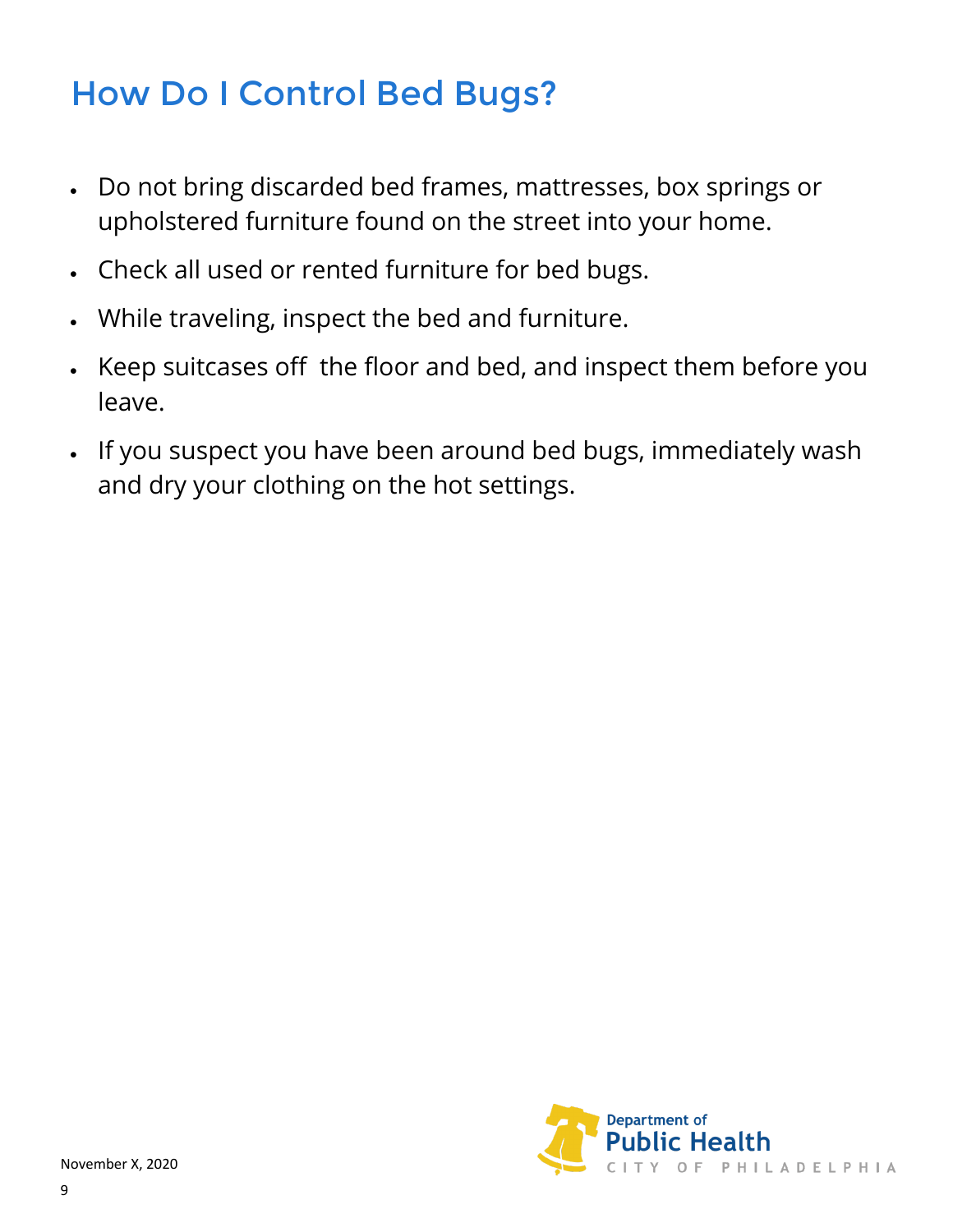# How Do I Control Bed Bugs?

- Do not bring discarded bed frames, mattresses, box springs or upholstered furniture found on the street into your home.
- Check all used or rented furniture for bed bugs.
- While traveling, inspect the bed and furniture.
- Keep suitcases off the floor and bed, and inspect them before you leave.
- If you suspect you have been around bed bugs, immediately wash and dry your clothing on the hot settings.

November X, 2020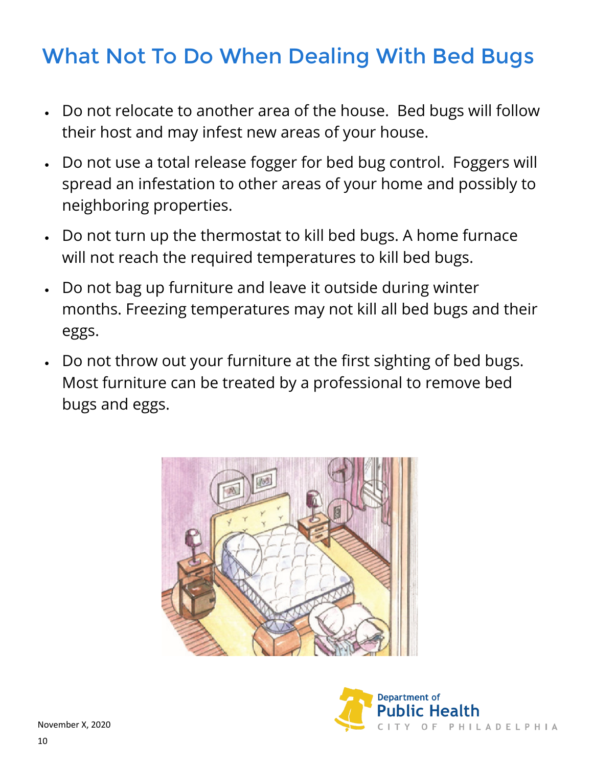# What Not To Do When Dealing With Bed Bugs

- Do not relocate to another area of the house. Bed bugs will follow their host and may infest new areas of your house.
- Do not use a total release fogger for bed bug control. Foggers will spread an infestation to other areas of your home and possibly to neighboring properties.
- Do not turn up the thermostat to kill bed bugs. A home furnace will not reach the required temperatures to kill bed bugs.
- Do not bag up furniture and leave it outside during winter months. Freezing temperatures may not kill all bed bugs and their eggs.
- Do not throw out your furniture at the first sighting of bed bugs. Most furniture can be treated by a professional to remove bed bugs and eggs.

November X, 2020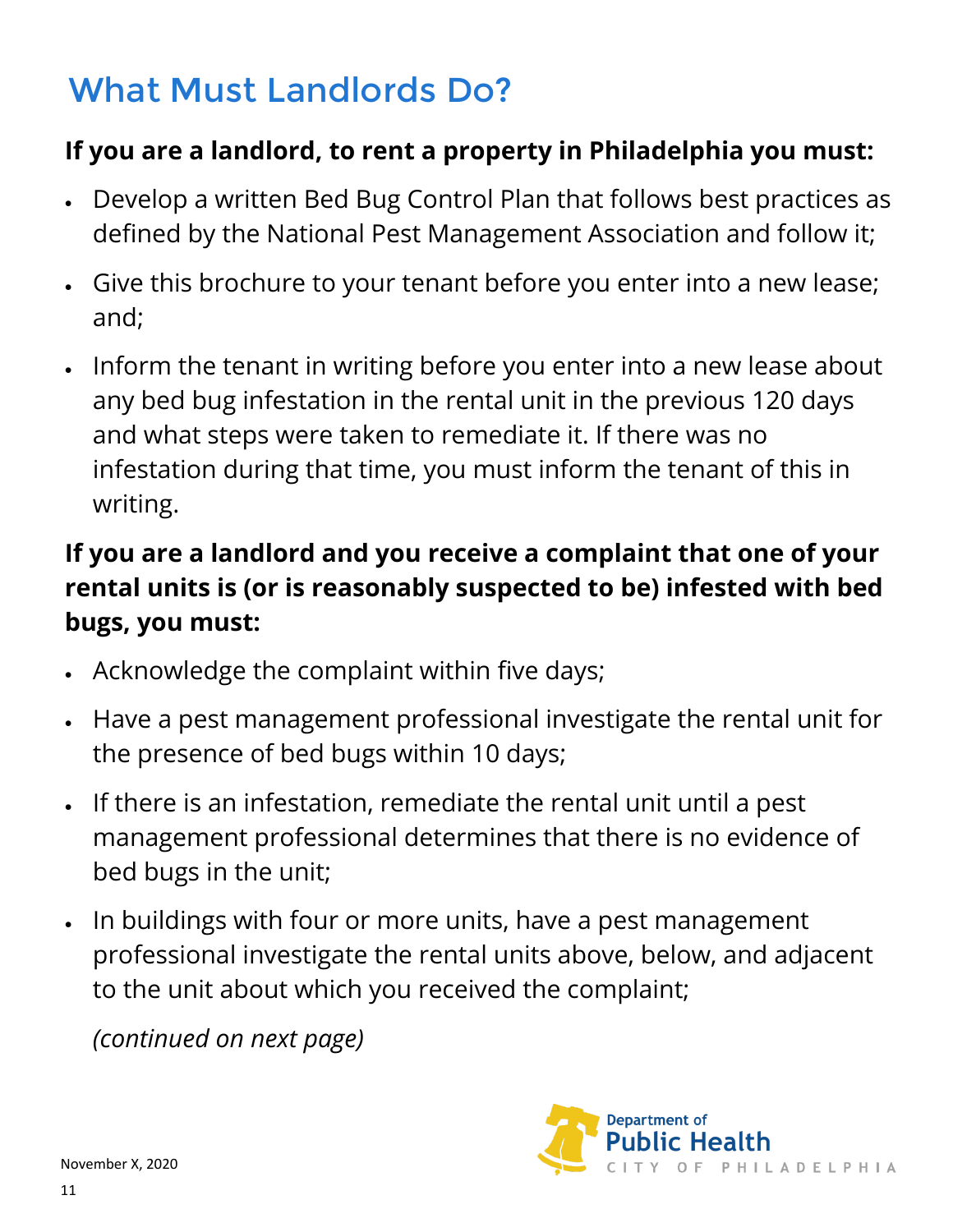# What Must Landlords Do?

**If you are a landlord, to rent a property in Philadelphia you must:**

- Develop a written Bed Bug Control Plan that follows best practices as defined by the National Pest Management Association and follow it;
- Give this brochure to your tenant before you enter into a new lease; and;
- Inform the tenant in writing before you enter into a new lease about any bed bug infestation in the rental unit in the previous 120 days and what steps were taken to remediate it. If there was no infestation during that time, you must inform the tenant of this in writing.

**If you are a landlord and you receive a complaint that one of your rental units is (or is reasonably suspected to be) infested with bed bugs, you must:**

- Acknowledge the complaint within five days;
- Have a pest management professional investigate the rental unit for the presence of bed bugs within 10 days;
- If there is an infestation, remediate the rental unit until a pest management professional determines that there is no evidence of bed bugs in the unit;
- In buildings with four or more units, have a pest management professional investigate the rental units above, below, and adjacent to the unit about which you received the complaint;

*(continued on next page)*

November X, 2020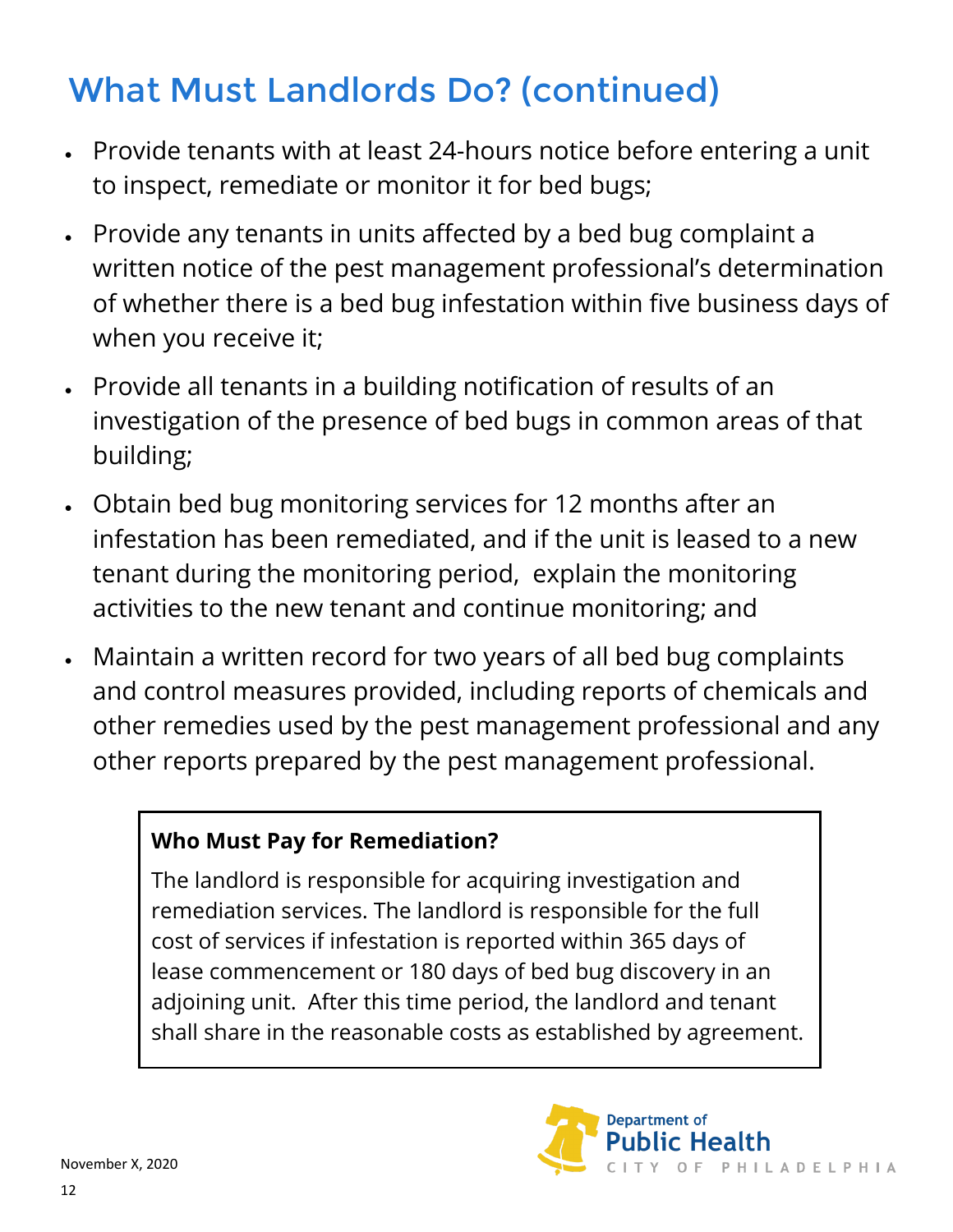## What Must Landlords Do? (continued)

- Provide tenants with at least 24-hours notice before entering a unit to inspect, remediate or monitor it for bed bugs;
- Provide any tenants in units affected by a bed bug complaint a written notice of the pest management professional's determination of whether there is a bed bug infestation within five business days of when you receive it;
- Provide all tenants in a building notification of results of an investigation of the presence of bed bugs in common areas of that building;
- Obtain bed bug monitoring services for 12 months after an infestation has been remediated, and if the unit is leased to a new tenant during the monitoring period, explain the monitoring activities to the new tenant and continue monitoring; and
- Maintain a written record for two years of all bed bug complaints and control measures provided, including reports of chemicals and other remedies used by the pest management professional and any other reports prepared by the pest management professional.

**Who Must Pay for Remediation?**

The landlord is responsible for acquiring investigation and remediation services. The landlord is responsible for the full cost of services if infestation is reported within 365 days of lease commencement or 180 days of bed bug discovery in an adjoining unit. After this time period, the landlord and tenant shall share in the reasonable costs as established by agreement.

Department of Public Health
CITY OF PHILADELPHIA

November X, 2020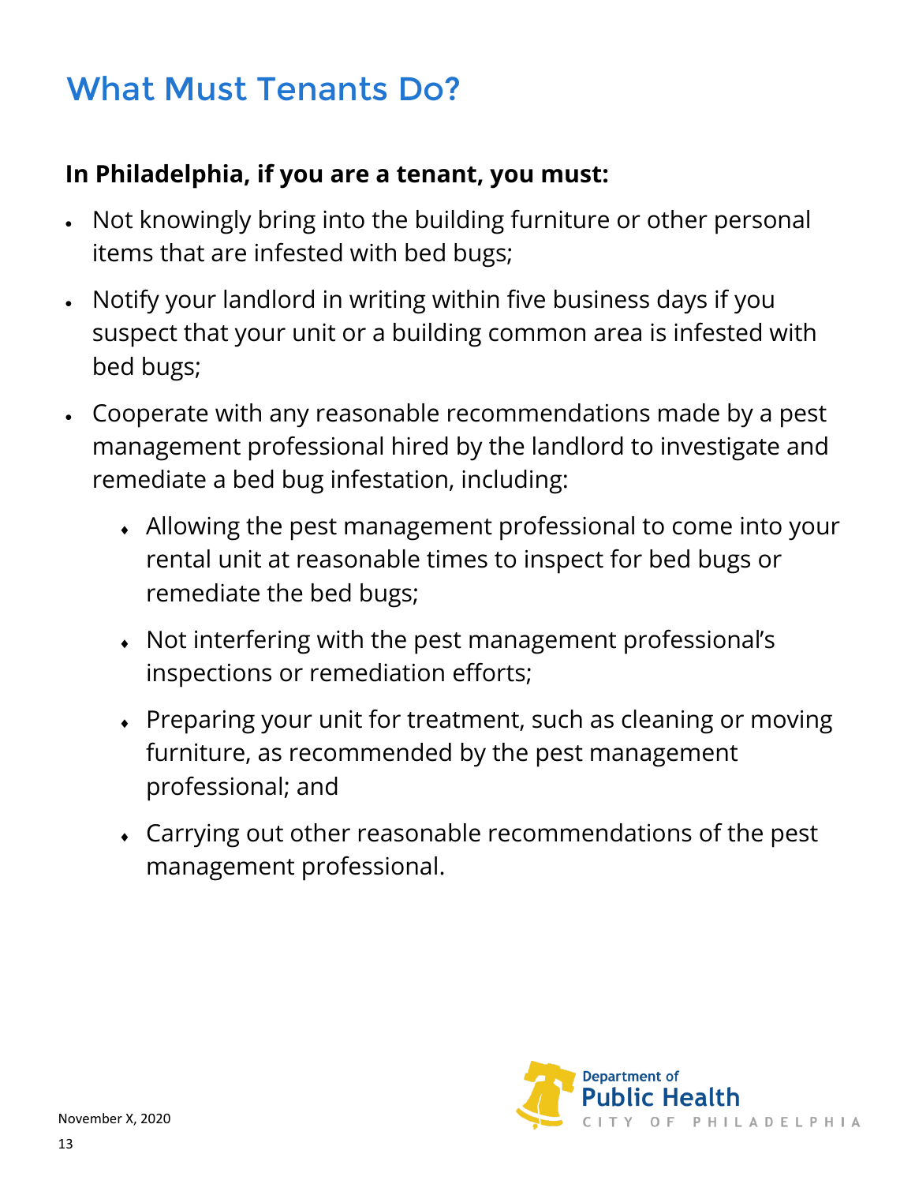# What Must Tenants Do?

**In Philadelphia, if you are a tenant, you must:**

- Not knowingly bring into the building furniture or other personal items that are infested with bed bugs;
- Notify your landlord in writing within five business days if you suspect that your unit or a building common area is infested with bed bugs;
- Cooperate with any reasonable recommendations made by a pest management professional hired by the landlord to investigate and remediate a bed bug infestation, including:
    - Allowing the pest management professional to come into your rental unit at reasonable times to inspect for bed bugs or remediate the bed bugs;
    - Not interfering with the pest management professional's inspections or remediation efforts;
    - Preparing your unit for treatment, such as cleaning or moving furniture, as recommended by the pest management professional; and
    - Carrying out other reasonable recommendations of the pest management professional.

November X, 2020